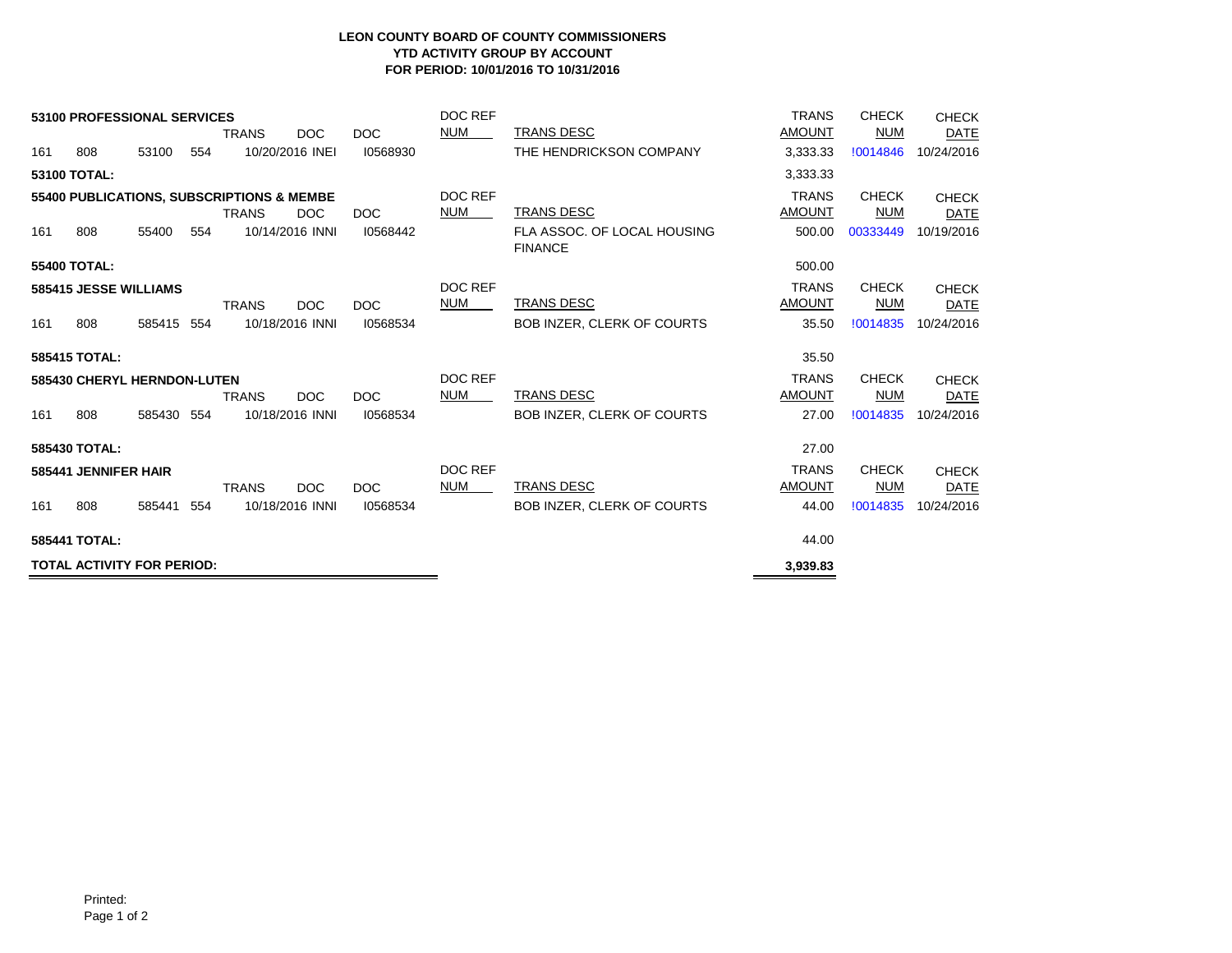**LEON COUNTY BOARD OF COUNTY COMMISSIONERS**
**YTD ACTIVITY GROUP BY ACCOUNT**
**FOR PERIOD: 10/01/2016 TO 10/31/2016**

| | | | | TRANS | DOC | DOC | DOC REF NUM | TRANS DESC | TRANS AMOUNT | CHECK NUM | CHECK DATE |
|---|---|---|---|---|---|---|---|---|---|---|---|
| **53100 PROFESSIONAL SERVICES** | | | | | | | | | | | |
| 161 | 808 | 53100 | 554 | 10/20/2016 | INEI | I0568930 | | THE HENDRICKSON COMPANY | 3,333.33 | !0014846 | 10/24/2016 |
| **53100 TOTAL:** | | | | | | | | | 3,333.33 | | |
| **55400 PUBLICATIONS, SUBSCRIPTIONS & MEMBE** | | | | | | | | | | | |
| 161 | 808 | 55400 | 554 | 10/14/2016 | INNI | I0568442 | | FLA ASSOC. OF LOCAL HOUSING FINANCE | 500.00 | 00333449 | 10/19/2016 |
| **55400 TOTAL:** | | | | | | | | | 500.00 | | |
| **585415 JESSE WILLIAMS** | | | | | | | | | | | |
| 161 | 808 | 585415 | 554 | 10/18/2016 | INNI | I0568534 | | BOB INZER, CLERK OF COURTS | 35.50 | !0014835 | 10/24/2016 |
| **585415 TOTAL:** | | | | | | | | | 35.50 | | |
| **585430 CHERYL HERNDON-LUTEN** | | | | | | | | | | | |
| 161 | 808 | 585430 | 554 | 10/18/2016 | INNI | I0568534 | | BOB INZER, CLERK OF COURTS | 27.00 | !0014835 | 10/24/2016 |
| **585430 TOTAL:** | | | | | | | | | 27.00 | | |
| **585441 JENNIFER HAIR** | | | | | | | | | | | |
| 161 | 808 | 585441 | 554 | 10/18/2016 | INNI | I0568534 | | BOB INZER, CLERK OF COURTS | 44.00 | !0014835 | 10/24/2016 |
| **585441 TOTAL:** | | | | | | | | | 44.00 | | |
| **TOTAL ACTIVITY FOR PERIOD:** | | | | | | | | | **3,939.83** | | |

Printed: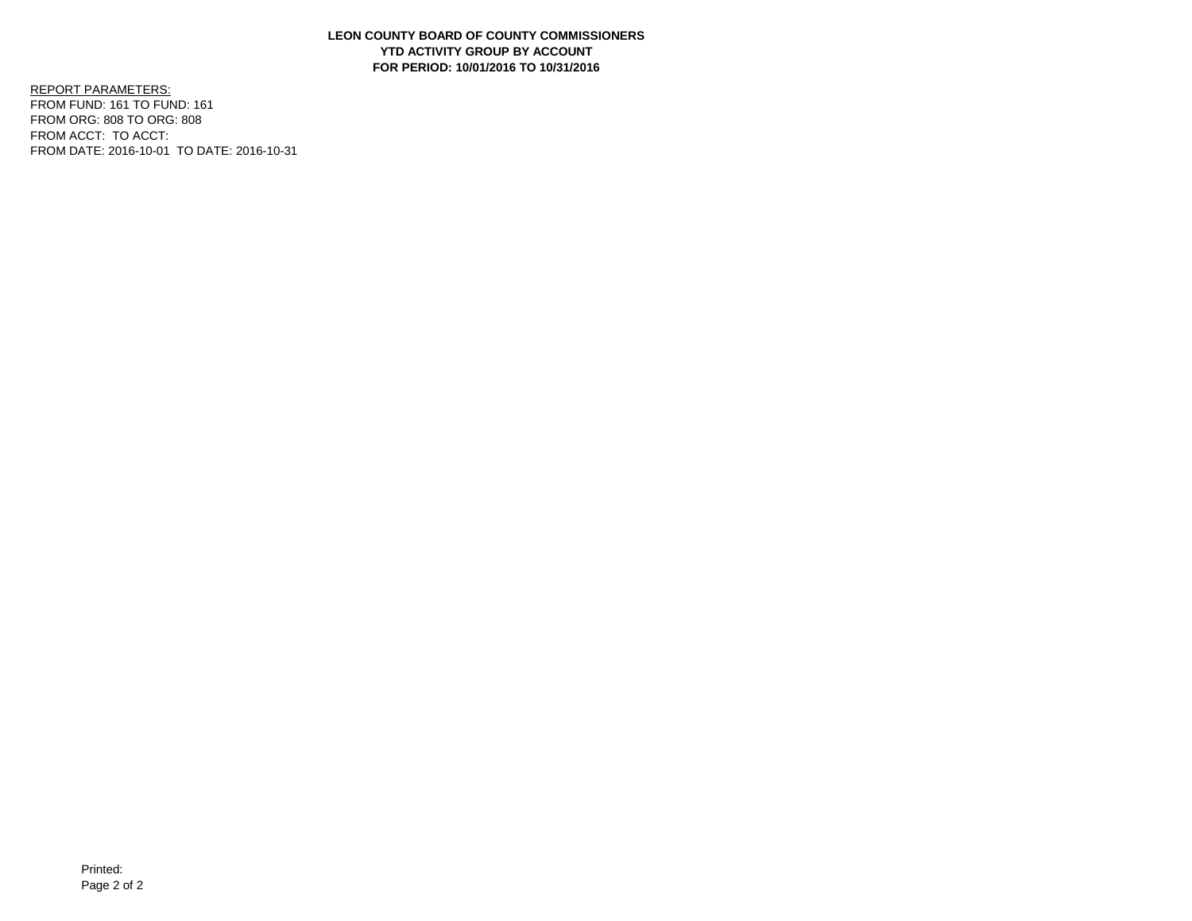**LEON COUNTY BOARD OF COUNTY COMMISSIONERS**
**YTD ACTIVITY GROUP BY ACCOUNT**
**FOR PERIOD: 10/01/2016 TO 10/31/2016**

REPORT PARAMETERS:
FROM FUND: 161 TO FUND: 161
FROM ORG: 808 TO ORG: 808
FROM ACCT: TO ACCT:
FROM DATE: 2016-10-01 TO DATE: 2016-10-31

Printed: